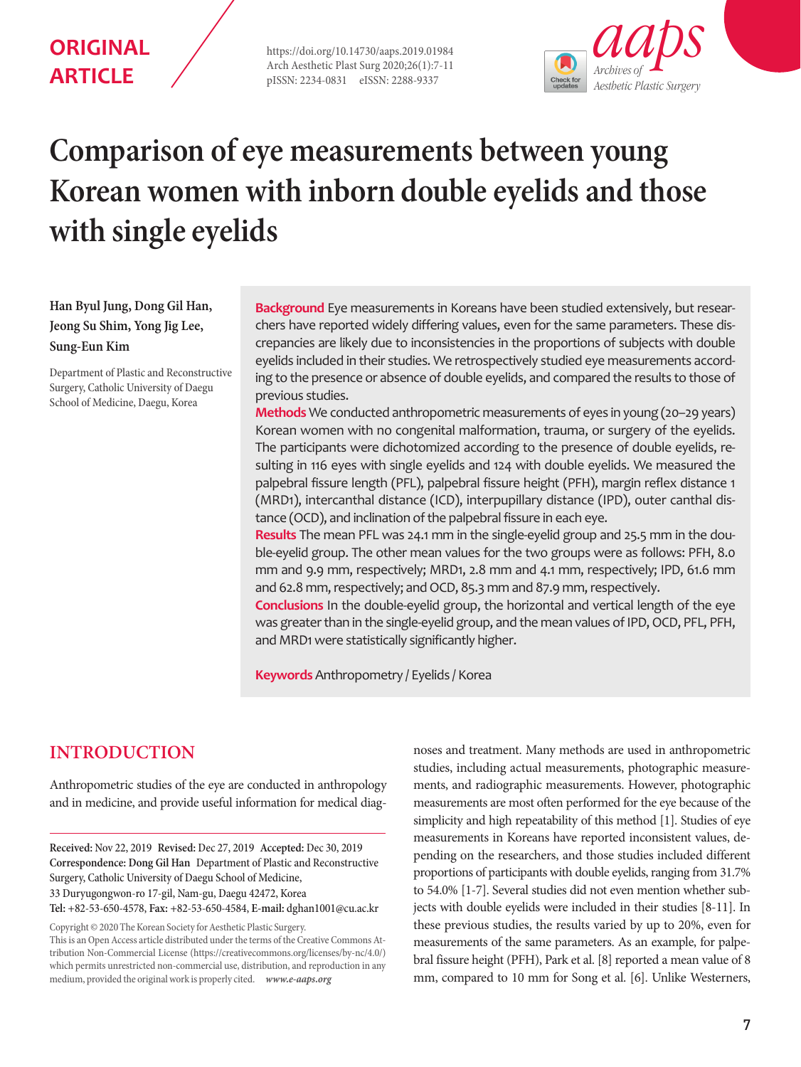ORIGINAL ARTICLE

https://doi.org/10.14730/aaps.2019.01984
Arch Aesthetic Plast Surg 2020;26(1):7-11
pISSN: 2234-0831 eISSN: 2288-9337

# Comparison of eye measurements between young Korean women with inborn double eyelids and those with single eyelids

**Han Byul Jung, Dong Gil Han, Jeong Su Shim, Yong Jig Lee, Sung-Eun Kim**

Department of Plastic and Reconstructive Surgery, Catholic University of Daegu School of Medicine, Daegu, Korea

**Background** Eye measurements in Koreans have been studied extensively, but researchers have reported widely differing values, even for the same parameters. These discrepancies are likely due to inconsistencies in the proportions of subjects with double eyelids included in their studies. We retrospectively studied eye measurements according to the presence or absence of double eyelids, and compared the results to those of previous studies.

**Methods** We conducted anthropometric measurements of eyes in young (20–29 years) Korean women with no congenital malformation, trauma, or surgery of the eyelids. The participants were dichotomized according to the presence of double eyelids, resulting in 116 eyes with single eyelids and 124 with double eyelids. We measured the palpebral fissure length (PFL), palpebral fissure height (PFH), margin reflex distance 1 (MRD1), intercanthal distance (ICD), interpupillary distance (IPD), outer canthal distance (OCD), and inclination of the palpebral fissure in each eye.

**Results** The mean PFL was 24.1 mm in the single-eyelid group and 25.5 mm in the double-eyelid group. The other mean values for the two groups were as follows: PFH, 8.0 mm and 9.9 mm, respectively; MRD1, 2.8 mm and 4.1 mm, respectively; IPD, 61.6 mm and 62.8 mm, respectively; and OCD, 85.3 mm and 87.9 mm, respectively.

**Conclusions** In the double-eyelid group, the horizontal and vertical length of the eye was greater than in the single-eyelid group, and the mean values of IPD, OCD, PFL, PFH, and MRD1 were statistically significantly higher.

**Keywords** Anthropometry / Eyelids / Korea

**Received:** Nov 22, 2019 **Revised:** Dec 27, 2019 **Accepted:** Dec 30, 2019
**Correspondence: Dong Gil Han** Department of Plastic and Reconstructive Surgery, Catholic University of Daegu School of Medicine, 33 Duryugongwon-ro 17-gil, Nam-gu, Daegu 42472, Korea
**Tel:** +82-53-650-4578, **Fax:** +82-53-650-4584, **E-mail:** dghan1001@cu.ac.kr

Copyright © 2020 The Korean Society for Aesthetic Plastic Surgery.
This is an Open Access article distributed under the terms of the Creative Commons Attribution Non-Commercial License (https://creativecommons.org/licenses/by-nc/4.0/) which permits unrestricted non-commercial use, distribution, and reproduction in any medium, provided the original work is properly cited. *www.e-aaps.org*

## INTRODUCTION

Anthropometric studies of the eye are conducted in anthropology and in medicine, and provide useful information for medical diagnoses and treatment. Many methods are used in anthropometric studies, including actual measurements, photographic measurements, and radiographic measurements. However, photographic measurements are most often performed for the eye because of the simplicity and high repeatability of this method [1]. Studies of eye measurements in Koreans have reported inconsistent values, depending on the researchers, and those studies included different proportions of participants with double eyelids, ranging from 31.7% to 54.0% [1-7]. Several studies did not even mention whether subjects with double eyelids were included in their studies [8-11]. In these previous studies, the results varied by up to 20%, even for measurements of the same parameters. As an example, for palpebral fissure height (PFH), Park et al. [8] reported a mean value of 8 mm, compared to 10 mm for Song et al. [6]. Unlike Westerners,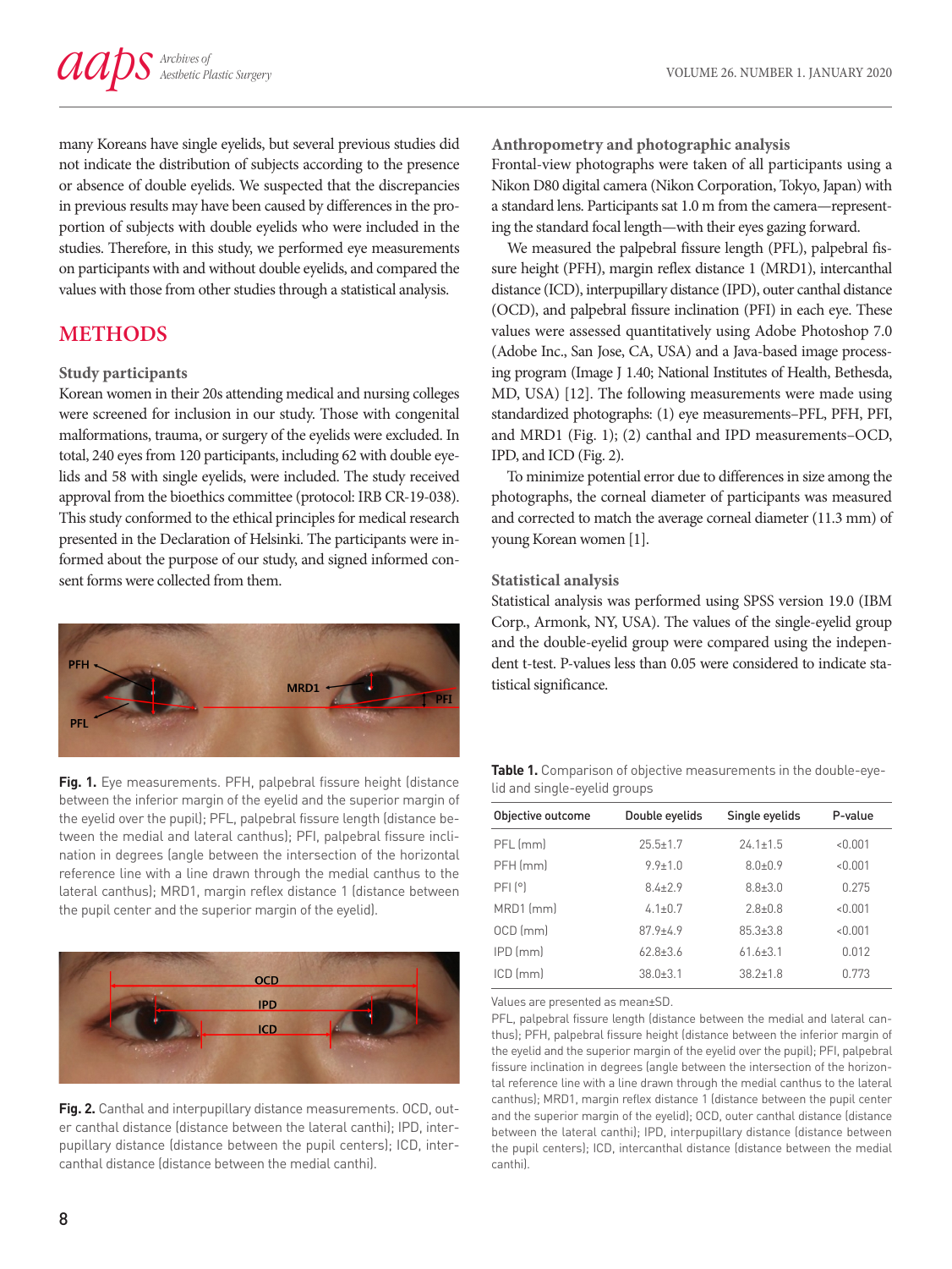many Koreans have single eyelids, but several previous studies did not indicate the distribution of subjects according to the presence or absence of double eyelids. We suspected that the discrepancies in previous results may have been caused by differences in the proportion of subjects with double eyelids who were included in the studies. Therefore, in this study, we performed eye measurements on participants with and without double eyelids, and compared the values with those from other studies through a statistical analysis.

## METHODS

### Study participants

Korean women in their 20s attending medical and nursing colleges were screened for inclusion in our study. Those with congenital malformations, trauma, or surgery of the eyelids were excluded. In total, 240 eyes from 120 participants, including 62 with double eyelids and 58 with single eyelids, were included. The study received approval from the bioethics committee (protocol: IRB CR-19-038). This study conformed to the ethical principles for medical research presented in the Declaration of Helsinki. The participants were informed about the purpose of our study, and signed informed consent forms were collected from them.

**Fig. 1.** Eye measurements. PFH, palpebral fissure height (distance between the inferior margin of the eyelid and the superior margin of the eyelid over the pupil); PFL, palpebral fissure length (distance between the medial and lateral canthus); PFI, palpebral fissure inclination in degrees (angle between the intersection of the horizontal reference line with a line drawn through the medial canthus to the lateral canthus); MRD1, margin reflex distance 1 (distance between the pupil center and the superior margin of the eyelid).

**Fig. 2.** Canthal and interpupillary distance measurements. OCD, outer canthal distance (distance between the lateral canthi); IPD, interpupillary distance (distance between the pupil centers); ICD, intercanthal distance (distance between the medial canthi).

### Anthropometry and photographic analysis

Frontal-view photographs were taken of all participants using a Nikon D80 digital camera (Nikon Corporation, Tokyo, Japan) with a standard lens. Participants sat 1.0 m from the camera—representing the standard focal length—with their eyes gazing forward.

We measured the palpebral fissure length (PFL), palpebral fissure height (PFH), margin reflex distance 1 (MRD1), intercanthal distance (ICD), interpupillary distance (IPD), outer canthal distance (OCD), and palpebral fissure inclination (PFI) in each eye. These values were assessed quantitatively using Adobe Photoshop 7.0 (Adobe Inc., San Jose, CA, USA) and a Java-based image processing program (Image J 1.40; National Institutes of Health, Bethesda, MD, USA) [12]. The following measurements were made using standardized photographs: (1) eye measurements–PFL, PFH, PFI, and MRD1 (Fig. 1); (2) canthal and IPD measurements–OCD, IPD, and ICD (Fig. 2).

To minimize potential error due to differences in size among the photographs, the corneal diameter of participants was measured and corrected to match the average corneal diameter (11.3 mm) of young Korean women [1].

### Statistical analysis

Statistical analysis was performed using SPSS version 19.0 (IBM Corp., Armonk, NY, USA). The values of the single-eyelid group and the double-eyelid group were compared using the independent t-test. P-values less than 0.05 were considered to indicate statistical significance.

**Table 1.** Comparison of objective measurements in the double-eyelid and single-eyelid groups

| Objective outcome | Double eyelids | Single eyelids | P-value |
|---|---|---|---|
| PFL (mm) | 25.5±1.7 | 24.1±1.5 | <0.001 |
| PFH (mm) | 9.9±1.0 | 8.0±0.9 | <0.001 |
| PFI (°) | 8.4±2.9 | 8.8±3.0 | 0.275 |
| MRD1 (mm) | 4.1±0.7 | 2.8±0.8 | <0.001 |
| OCD (mm) | 87.9±4.9 | 85.3±3.8 | <0.001 |
| IPD (mm) | 62.8±3.6 | 61.6±3.1 | 0.012 |
| ICD (mm) | 38.0±3.1 | 38.2±1.8 | 0.773 |

Values are presented as mean±SD.

PFL, palpebral fissure length (distance between the medial and lateral canthus); PFH, palpebral fissure height (distance between the inferior margin of the eyelid and the superior margin of the eyelid over the pupil); PFI, palpebral fissure inclination in degrees (angle between the intersection of the horizontal reference line with a line drawn through the medial canthus to the lateral canthus); MRD1, margin reflex distance 1 (distance between the pupil center and the superior margin of the eyelid); OCD, outer canthal distance (distance between the lateral canthi); IPD, interpupillary distance (distance between the pupil centers); ICD, intercanthal distance (distance between the medial canthi).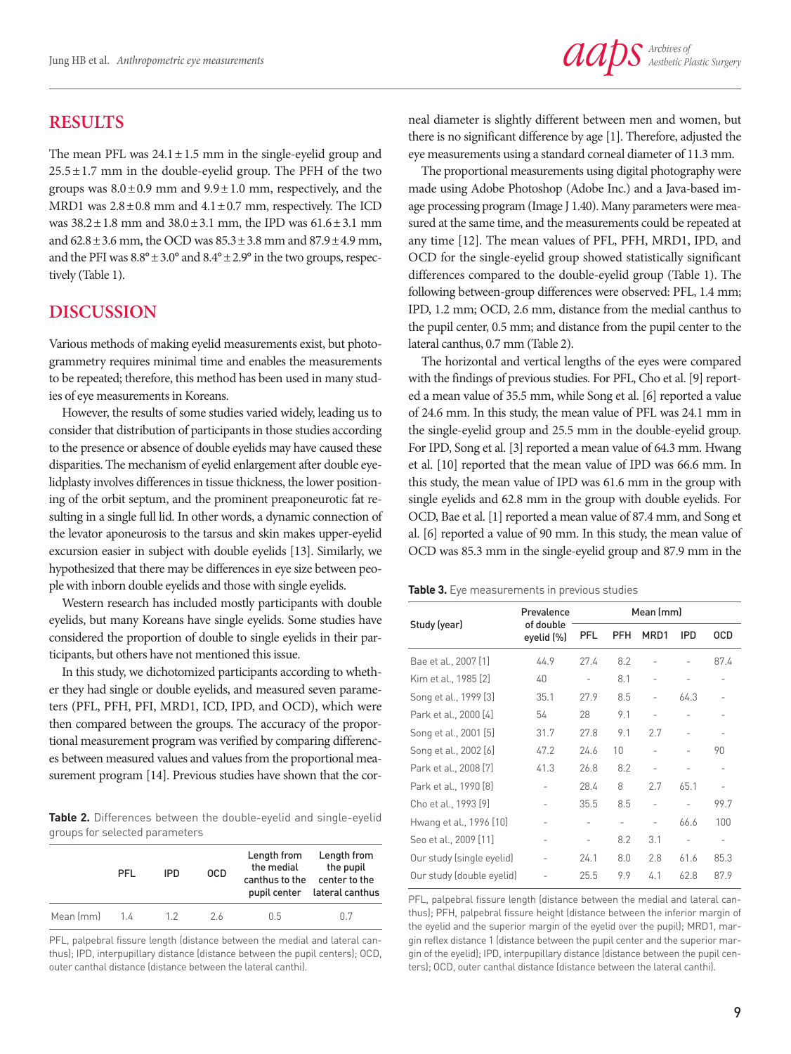## RESULTS

The mean PFL was 24.1 ± 1.5 mm in the single-eyelid group and 25.5 ± 1.7 mm in the double-eyelid group. The PFH of the two groups was 8.0 ± 0.9 mm and 9.9 ± 1.0 mm, respectively, and the MRD1 was 2.8 ± 0.8 mm and 4.1 ± 0.7 mm, respectively. The ICD was 38.2 ± 1.8 mm and 38.0 ± 3.1 mm, the IPD was 61.6 ± 3.1 mm and 62.8 ± 3.6 mm, the OCD was 85.3 ± 3.8 mm and 87.9 ± 4.9 mm, and the PFI was 8.8° ± 3.0° and 8.4° ± 2.9° in the two groups, respectively (Table 1).

## DISCUSSION

Various methods of making eyelid measurements exist, but photogrammetry requires minimal time and enables the measurements to be repeated; therefore, this method has been used in many studies of eye measurements in Koreans.

However, the results of some studies varied widely, leading us to consider that distribution of participants in those studies according to the presence or absence of double eyelids may have caused these disparities. The mechanism of eyelid enlargement after double eyelidplasty involves differences in tissue thickness, the lower positioning of the orbit septum, and the prominent preaponeurotic fat resulting in a single full lid. In other words, a dynamic connection of the levator aponeurosis to the tarsus and skin makes upper-eyelid excursion easier in subject with double eyelids [13]. Similarly, we hypothesized that there may be differences in eye size between people with inborn double eyelids and those with single eyelids.

Western research has included mostly participants with double eyelids, but many Koreans have single eyelids. Some studies have considered the proportion of double to single eyelids in their participants, but others have not mentioned this issue.

In this study, we dichotomized participants according to whether they had single or double eyelids, and measured seven parameters (PFL, PFH, PFI, MRD1, ICD, IPD, and OCD), which were then compared between the groups. The accuracy of the proportional measurement program was verified by comparing differences between measured values and values from the proportional measurement program [14]. Previous studies have shown that the corneal diameter is slightly different between men and women, but there is no significant difference by age [1]. Therefore, adjusted the eye measurements using a standard corneal diameter of 11.3 mm.

The proportional measurements using digital photography were made using Adobe Photoshop (Adobe Inc.) and a Java-based image processing program (Image J 1.40). Many parameters were measured at the same time, and the measurements could be repeated at any time [12]. The mean values of PFL, PFH, MRD1, IPD, and OCD for the single-eyelid group showed statistically significant differences compared to the double-eyelid group (Table 1). The following between-group differences were observed: PFL, 1.4 mm; IPD, 1.2 mm; OCD, 2.6 mm, distance from the medial canthus to the pupil center, 0.5 mm; and distance from the pupil center to the lateral canthus, 0.7 mm (Table 2).

The horizontal and vertical lengths of the eyes were compared with the findings of previous studies. For PFL, Cho et al. [9] reported a mean value of 35.5 mm, while Song et al. [6] reported a value of 24.6 mm. In this study, the mean value of PFL was 24.1 mm in the single-eyelid group and 25.5 mm in the double-eyelid group. For IPD, Song et al. [3] reported a mean value of 64.3 mm. Hwang et al. [10] reported that the mean value of IPD was 66.6 mm. In this study, the mean value of IPD was 61.6 mm in the group with single eyelids and 62.8 mm in the group with double eyelids. For OCD, Bae et al. [1] reported a mean value of 87.4 mm, and Song et al. [6] reported a value of 90 mm. In this study, the mean value of OCD was 85.3 mm in the single-eyelid group and 87.9 mm in the

**Table 2.** Differences between the double-eyelid and single-eyelid groups for selected parameters

| | PFL | IPD | OCD | Length from the medial canthus to the pupil center | Length from the pupil center to the lateral canthus |
|---|---|---|---|---|---|
| Mean (mm) | 1.4 | 1.2 | 2.6 | 0.5 | 0.7 |

PFL, palpebral fissure length (distance between the medial and lateral canthus); IPD, interpupillary distance (distance between the pupil centers); OCD, outer canthal distance (distance between the lateral canthi).

**Table 3.** Eye measurements in previous studies

| Study (year) | Prevalence of double eyelid (%) | Mean (mm) | | | | |
|---|---|---|---|---|---|---|
| | | PFL | PFH | MRD1 | IPD | OCD |
| Bae et al., 2007 [1] | 44.9 | 27.4 | 8.2 | - | - | 87.4 |
| Kim et al., 1985 [2] | 40 | - | 8.1 | - | - | - |
| Song et al., 1999 [3] | 35.1 | 27.9 | 8.5 | - | 64.3 | - |
| Park et al., 2000 [4] | 54 | 28 | 9.1 | - | - | - |
| Song et al., 2001 [5] | 31.7 | 27.8 | 9.1 | 2.7 | - | - |
| Song et al., 2002 [6] | 47.2 | 24.6 | 10 | - | - | 90 |
| Park et al., 2008 [7] | 41.3 | 26.8 | 8.2 | - | - | - |
| Park et al., 1990 [8] | - | 28.4 | 8 | 2.7 | 65.1 | - |
| Cho et al., 1993 [9] | - | 35.5 | 8.5 | - | - | 99.7 |
| Hwang et al., 1996 [10] | - | - | - | - | 66.6 | 100 |
| Seo et al., 2009 [11] | - | - | 8.2 | 3.1 | - | - |
| Our study (single eyelid) | - | 24.1 | 8.0 | 2.8 | 61.6 | 85.3 |
| Our study (double eyelid) | - | 25.5 | 9.9 | 4.1 | 62.8 | 87.9 |

PFL, palpebral fissure length (distance between the medial and lateral canthus); PFH, palpebral fissure height (distance between the inferior margin of the eyelid and the superior margin of the eyelid over the pupil); MRD1, margin reflex distance 1 (distance between the pupil center and the superior margin of the eyelid); IPD, interpupillary distance (distance between the pupil centers); OCD, outer canthal distance (distance between the lateral canthi).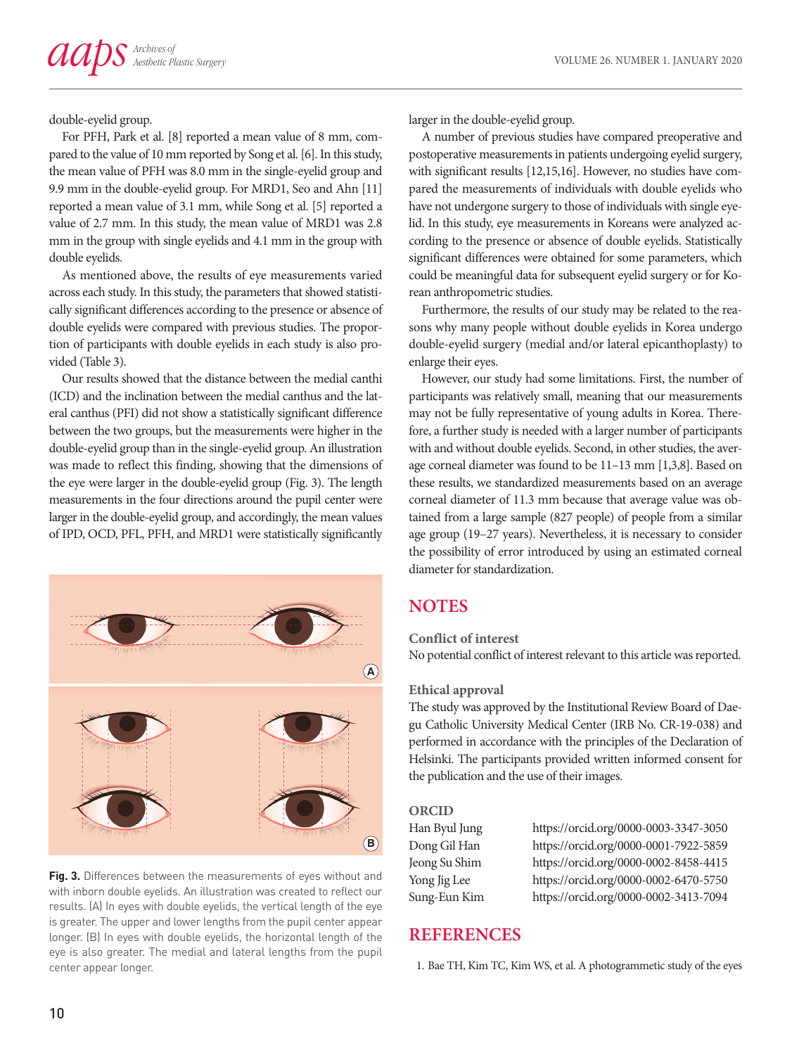double-eyelid group.

For PFH, Park et al. [8] reported a mean value of 8 mm, compared to the value of 10 mm reported by Song et al. [6]. In this study, the mean value of PFH was 8.0 mm in the single-eyelid group and 9.9 mm in the double-eyelid group. For MRD1, Seo and Ahn [11] reported a mean value of 3.1 mm, while Song et al. [5] reported a value of 2.7 mm. In this study, the mean value of MRD1 was 2.8 mm in the group with single eyelids and 4.1 mm in the group with double eyelids.

As mentioned above, the results of eye measurements varied across each study. In this study, the parameters that showed statistically significant differences according to the presence or absence of double eyelids were compared with previous studies. The proportion of participants with double eyelids in each study is also provided (Table 3).

Our results showed that the distance between the medial canthi (ICD) and the inclination between the medial canthus and the lateral canthus (PFI) did not show a statistically significant difference between the two groups, but the measurements were higher in the double-eyelid group than in the single-eyelid group. An illustration was made to reflect this finding, showing that the dimensions of the eye were larger in the double-eyelid group (Fig. 3). The length measurements in the four directions around the pupil center were larger in the double-eyelid group, and accordingly, the mean values of IPD, OCD, PFL, PFH, and MRD1 were statistically significantly larger in the double-eyelid group.

**Fig. 3.** Differences between the measurements of eyes without and with inborn double eyelids. An illustration was created to reflect our results. (A) In eyes with double eyelids, the vertical length of the eye is greater. The upper and lower lengths from the pupil center appear longer. (B) In eyes with double eyelids, the horizontal length of the eye is also greater. The medial and lateral lengths from the pupil center appear longer.

A number of previous studies have compared preoperative and postoperative measurements in patients undergoing eyelid surgery, with significant results [12,15,16]. However, no studies have compared the measurements of individuals with double eyelids who have not undergone surgery to those of individuals with single eyelid. In this study, eye measurements in Koreans were analyzed according to the presence or absence of double eyelids. Statistically significant differences were obtained for some parameters, which could be meaningful data for subsequent eyelid surgery or for Korean anthropometric studies.

Furthermore, the results of our study may be related to the reasons why many people without double eyelids in Korea undergo double-eyelid surgery (medial and/or lateral epicanthoplasty) to enlarge their eyes.

However, our study had some limitations. First, the number of participants was relatively small, meaning that our measurements may not be fully representative of young adults in Korea. Therefore, a further study is needed with a larger number of participants with and without double eyelids. Second, in other studies, the average corneal diameter was found to be 11–13 mm [1,3,8]. Based on these results, we standardized measurements based on an average corneal diameter of 11.3 mm because that average value was obtained from a large sample (827 people) of people from a similar age group (19–27 years). Nevertheless, it is necessary to consider the possibility of error introduced by using an estimated corneal diameter for standardization.

## NOTES

### Conflict of interest

No potential conflict of interest relevant to this article was reported.

### Ethical approval

The study was approved by the Institutional Review Board of Daegu Catholic University Medical Center (IRB No. CR-19-038) and performed in accordance with the principles of the Declaration of Helsinki. The participants provided written informed consent for the publication and the use of their images.

### ORCID

Han Byul Jung https://orcid.org/0000-0003-3347-3050
Dong Gil Han https://orcid.org/0000-0001-7922-5859
Jeong Su Shim https://orcid.org/0000-0002-8458-4415
Yong Jig Lee https://orcid.org/0000-0002-6470-5750
Sung-Eun Kim https://orcid.org/0000-0002-3413-7094

## REFERENCES

1. Bae TH, Kim TC, Kim WS, et al. A photogrammetic study of the eyes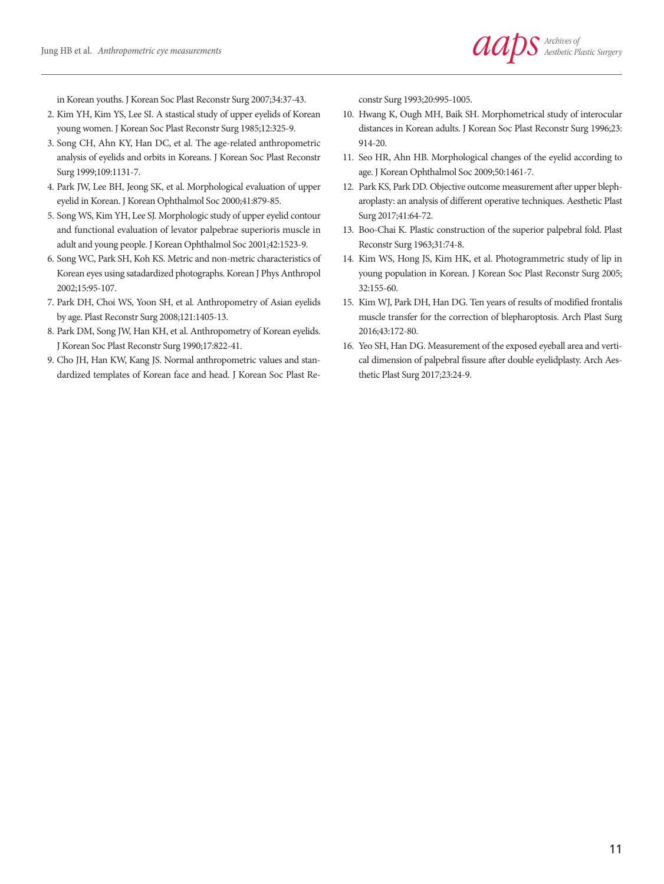in Korean youths. J Korean Soc Plast Reconstr Surg 2007;34:37-43.

2. Kim YH, Kim YS, Lee SI. A stastical study of upper eyelids of Korean young women. J Korean Soc Plast Reconstr Surg 1985;12:325-9.
3. Song CH, Ahn KY, Han DC, et al. The age-related anthropometric analysis of eyelids and orbits in Koreans. J Korean Soc Plast Reconstr Surg 1999;109:1131-7.
4. Park JW, Lee BH, Jeong SK, et al. Morphological evaluation of upper eyelid in Korean. J Korean Ophthalmol Soc 2000;41:879-85.
5. Song WS, Kim YH, Lee SJ. Morphologic study of upper eyelid contour and functional evaluation of levator palpebrae superioris muscle in adult and young people. J Korean Ophthalmol Soc 2001;42:1523-9.
6. Song WC, Park SH, Koh KS. Metric and non-metric characteristics of Korean eyes using satadardized photographs. Korean J Phys Anthropol 2002;15:95-107.
7. Park DH, Choi WS, Yoon SH, et al. Anthropometry of Asian eyelids by age. Plast Reconstr Surg 2008;121:1405-13.
8. Park DM, Song JW, Han KH, et al. Anthropometry of Korean eyelids. J Korean Soc Plast Reconstr Surg 1990;17:822-41.
9. Cho JH, Han KW, Kang JS. Normal anthropometric values and standardized templates of Korean face and head. J Korean Soc Plast Reconstr Surg 1993;20:995-1005.
10. Hwang K, Ough MH, Baik SH. Morphometrical study of interocular distances in Korean adults. J Korean Soc Plast Reconstr Surg 1996;23:914-20.
11. Seo HR, Ahn HB. Morphological changes of the eyelid according to age. J Korean Ophthalmol Soc 2009;50:1461-7.
12. Park KS, Park DD. Objective outcome measurement after upper blepharoplasty: an analysis of different operative techniques. Aesthetic Plast Surg 2017;41:64-72.
13. Boo-Chai K. Plastic construction of the superior palpebral fold. Plast Reconstr Surg 1963;31:74-8.
14. Kim WS, Hong JS, Kim HK, et al. Photogrammetric study of lip in young population in Korean. J Korean Soc Plast Reconstr Surg 2005;32:155-60.
15. Kim WJ, Park DH, Han DG. Ten years of results of modified frontalis muscle transfer for the correction of blepharoptosis. Arch Plast Surg 2016;43:172-80.
16. Yeo SH, Han DG. Measurement of the exposed eyeball area and vertical dimension of palpebral fissure after double eyelidplasty. Arch Aesthetic Plast Surg 2017;23:24-9.